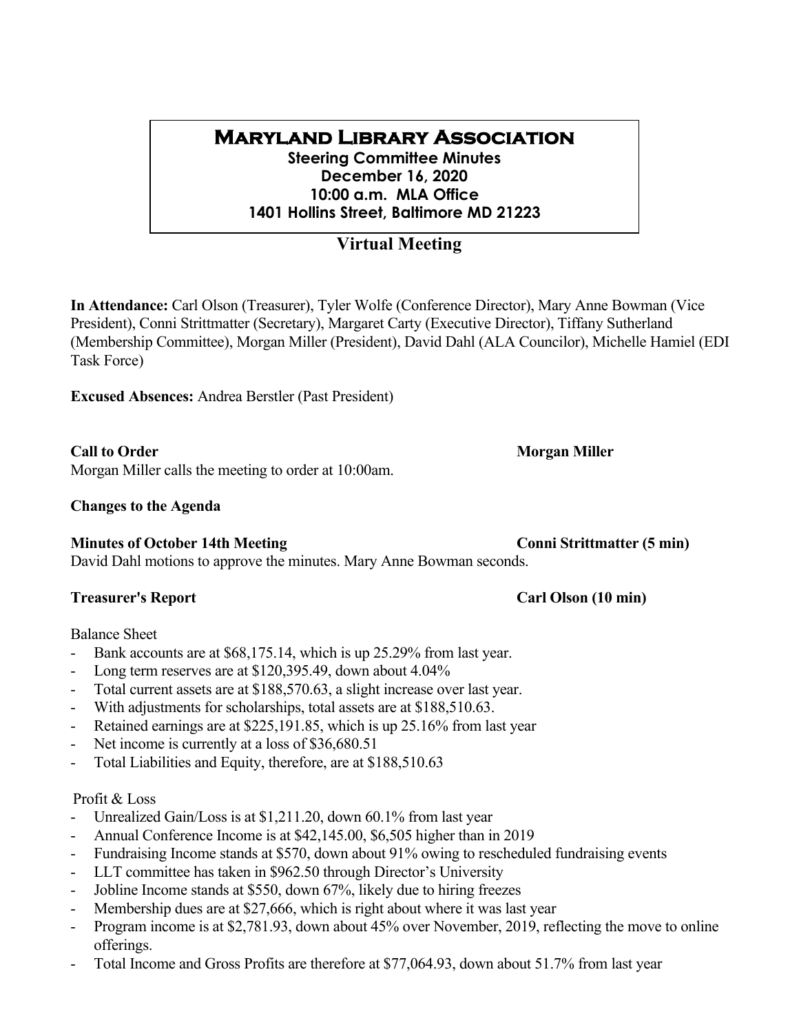# Maryland Library Association

**Steering Committee Minutes**
**December 16, 2020**
**10:00 a.m. MLA Office**
**1401 Hollins Street, Baltimore MD 21223**

## Virtual Meeting

**In Attendance:** Carl Olson (Treasurer), Tyler Wolfe (Conference Director), Mary Anne Bowman (Vice President), Conni Strittmatter (Secretary), Margaret Carty (Executive Director), Tiffany Sutherland (Membership Committee), Morgan Miller (President), David Dahl (ALA Councilor), Michelle Hamiel (EDI Task Force)

**Excused Absences:** Andrea Berstler (Past President)

**Call to Order** **Morgan Miller**

Morgan Miller calls the meeting to order at 10:00am.

**Changes to the Agenda**

**Minutes of October 14th Meeting** **Conni Strittmatter (5 min)**

David Dahl motions to approve the minutes. Mary Anne Bowman seconds.

**Treasurer's Report** **Carl Olson (10 min)**

Balance Sheet

- Bank accounts are at $68,175.14, which is up 25.29% from last year.
- Long term reserves are at $120,395.49, down about 4.04%
- Total current assets are at $188,570.63, a slight increase over last year.
- With adjustments for scholarships, total assets are at $188,510.63.
- Retained earnings are at $225,191.85, which is up 25.16% from last year
- Net income is currently at a loss of $36,680.51
- Total Liabilities and Equity, therefore, are at $188,510.63

Profit & Loss

- Unrealized Gain/Loss is at $1,211.20, down 60.1% from last year
- Annual Conference Income is at $42,145.00, $6,505 higher than in 2019
- Fundraising Income stands at $570, down about 91% owing to rescheduled fundraising events
- LLT committee has taken in $962.50 through Director's University
- Jobline Income stands at $550, down 67%, likely due to hiring freezes
- Membership dues are at $27,666, which is right about where it was last year
- Program income is at $2,781.93, down about 45% over November, 2019, reflecting the move to online offerings.
- Total Income and Gross Profits are therefore at $77,064.93, down about 51.7% from last year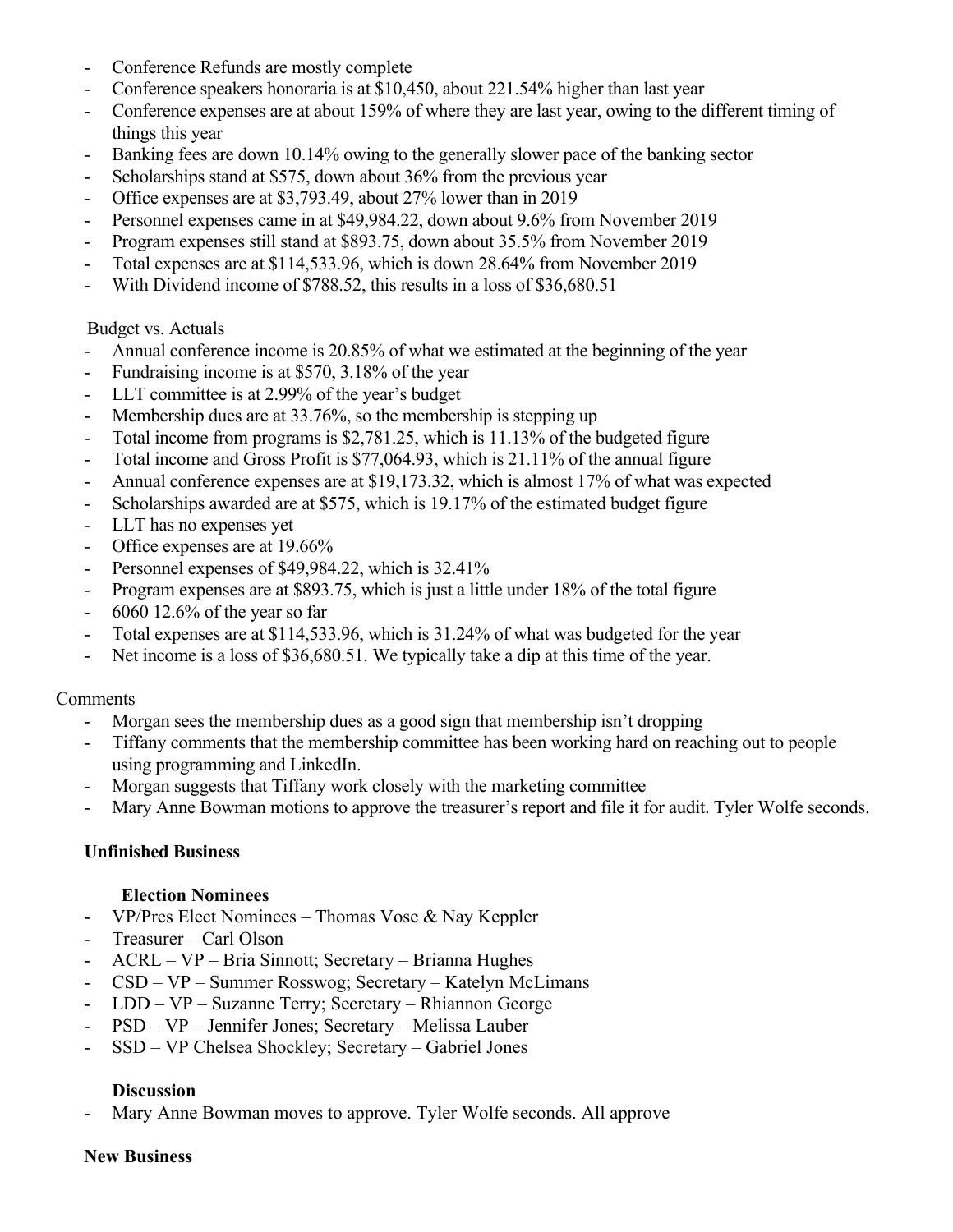- Conference Refunds are mostly complete
- Conference speakers honoraria is at $10,450, about 221.54% higher than last year
- Conference expenses are at about 159% of where they are last year, owing to the different timing of things this year
- Banking fees are down 10.14% owing to the generally slower pace of the banking sector
- Scholarships stand at $575, down about 36% from the previous year
- Office expenses are at $3,793.49, about 27% lower than in 2019
- Personnel expenses came in at $49,984.22, down about 9.6% from November 2019
- Program expenses still stand at $893.75, down about 35.5% from November 2019
- Total expenses are at $114,533.96, which is down 28.64% from November 2019
- With Dividend income of $788.52, this results in a loss of $36,680.51

Budget vs. Actuals

- Annual conference income is 20.85% of what we estimated at the beginning of the year
- Fundraising income is at $570, 3.18% of the year
- LLT committee is at 2.99% of the year's budget
- Membership dues are at 33.76%, so the membership is stepping up
- Total income from programs is $2,781.25, which is 11.13% of the budgeted figure
- Total income and Gross Profit is $77,064.93, which is 21.11% of the annual figure
- Annual conference expenses are at $19,173.32, which is almost 17% of what was expected
- Scholarships awarded are at $575, which is 19.17% of the estimated budget figure
- LLT has no expenses yet
- Office expenses are at 19.66%
- Personnel expenses of $49,984.22, which is 32.41%
- Program expenses are at $893.75, which is just a little under 18% of the total figure
- 6060 12.6% of the year so far
- Total expenses are at $114,533.96, which is 31.24% of what was budgeted for the year
- Net income is a loss of $36,680.51. We typically take a dip at this time of the year.

Comments

- Morgan sees the membership dues as a good sign that membership isn't dropping
- Tiffany comments that the membership committee has been working hard on reaching out to people using programming and LinkedIn.
- Morgan suggests that Tiffany work closely with the marketing committee
- Mary Anne Bowman motions to approve the treasurer's report and file it for audit. Tyler Wolfe seconds.

**Unfinished Business**

**Election Nominees**

- VP/Pres Elect Nominees – Thomas Vose & Nay Keppler
- Treasurer – Carl Olson
- ACRL – VP – Bria Sinnott; Secretary – Brianna Hughes
- CSD – VP – Summer Rosswog; Secretary – Katelyn McLimans
- LDD – VP – Suzanne Terry; Secretary – Rhiannon George
- PSD – VP – Jennifer Jones; Secretary – Melissa Lauber
- SSD – VP Chelsea Shockley; Secretary – Gabriel Jones

**Discussion**

- Mary Anne Bowman moves to approve. Tyler Wolfe seconds. All approve

**New Business**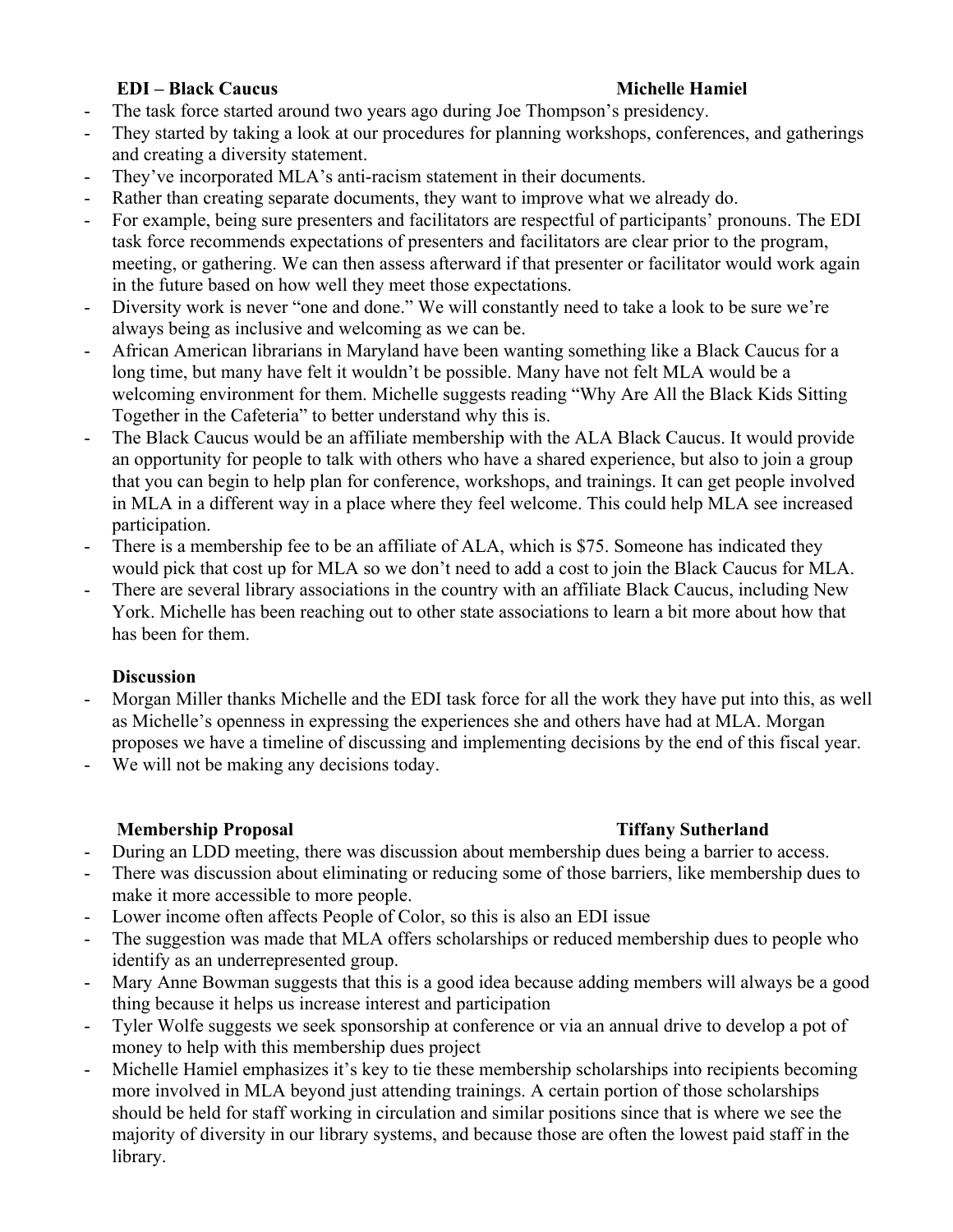**EDI – Black Caucus** **Michelle Hamiel**

- The task force started around two years ago during Joe Thompson's presidency.
- They started by taking a look at our procedures for planning workshops, conferences, and gatherings and creating a diversity statement.
- They've incorporated MLA's anti-racism statement in their documents.
- Rather than creating separate documents, they want to improve what we already do.
- For example, being sure presenters and facilitators are respectful of participants' pronouns. The EDI task force recommends expectations of presenters and facilitators are clear prior to the program, meeting, or gathering. We can then assess afterward if that presenter or facilitator would work again in the future based on how well they meet those expectations.
- Diversity work is never "one and done." We will constantly need to take a look to be sure we're always being as inclusive and welcoming as we can be.
- African American librarians in Maryland have been wanting something like a Black Caucus for a long time, but many have felt it wouldn't be possible. Many have not felt MLA would be a welcoming environment for them. Michelle suggests reading "Why Are All the Black Kids Sitting Together in the Cafeteria" to better understand why this is.
- The Black Caucus would be an affiliate membership with the ALA Black Caucus. It would provide an opportunity for people to talk with others who have a shared experience, but also to join a group that you can begin to help plan for conference, workshops, and trainings. It can get people involved in MLA in a different way in a place where they feel welcome. This could help MLA see increased participation.
- There is a membership fee to be an affiliate of ALA, which is $75. Someone has indicated they would pick that cost up for MLA so we don't need to add a cost to join the Black Caucus for MLA.
- There are several library associations in the country with an affiliate Black Caucus, including New York. Michelle has been reaching out to other state associations to learn a bit more about how that has been for them.

**Discussion**

- Morgan Miller thanks Michelle and the EDI task force for all the work they have put into this, as well as Michelle's openness in expressing the experiences she and others have had at MLA. Morgan proposes we have a timeline of discussing and implementing decisions by the end of this fiscal year.
- We will not be making any decisions today.

**Membership Proposal** **Tiffany Sutherland**

- During an LDD meeting, there was discussion about membership dues being a barrier to access.
- There was discussion about eliminating or reducing some of those barriers, like membership dues to make it more accessible to more people.
- Lower income often affects People of Color, so this is also an EDI issue
- The suggestion was made that MLA offers scholarships or reduced membership dues to people who identify as an underrepresented group.
- Mary Anne Bowman suggests that this is a good idea because adding members will always be a good thing because it helps us increase interest and participation
- Tyler Wolfe suggests we seek sponsorship at conference or via an annual drive to develop a pot of money to help with this membership dues project
- Michelle Hamiel emphasizes it's key to tie these membership scholarships into recipients becoming more involved in MLA beyond just attending trainings. A certain portion of those scholarships should be held for staff working in circulation and similar positions since that is where we see the majority of diversity in our library systems, and because those are often the lowest paid staff in the library.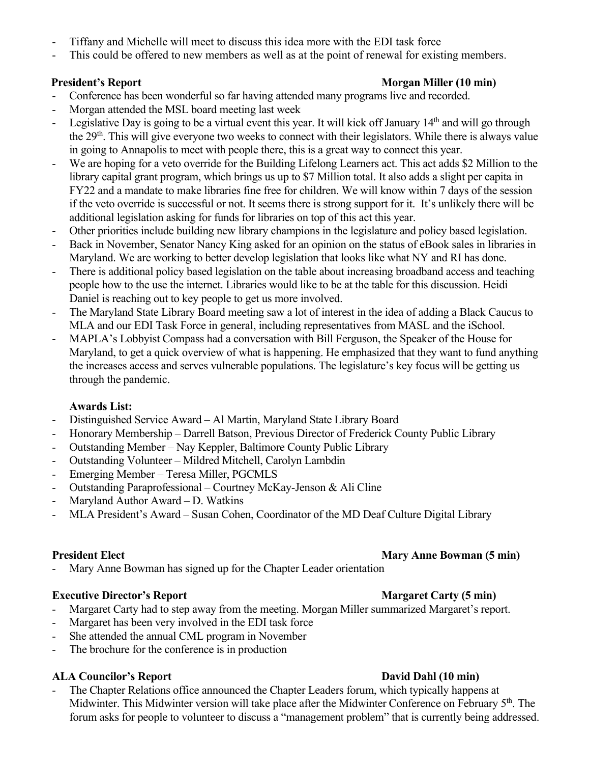- Tiffany and Michelle will meet to discuss this idea more with the EDI task force
- This could be offered to new members as well as at the point of renewal for existing members.

**President's Report** **Morgan Miller (10 min)**

- Conference has been wonderful so far having attended many programs live and recorded.
- Morgan attended the MSL board meeting last week
- Legislative Day is going to be a virtual event this year. It will kick off January 14th and will go through the 29th. This will give everyone two weeks to connect with their legislators. While there is always value in going to Annapolis to meet with people there, this is a great way to connect this year.
- We are hoping for a veto override for the Building Lifelong Learners act. This act adds $2 Million to the library capital grant program, which brings us up to $7 Million total. It also adds a slight per capita in FY22 and a mandate to make libraries fine free for children. We will know within 7 days of the session if the veto override is successful or not. It seems there is strong support for it. It's unlikely there will be additional legislation asking for funds for libraries on top of this act this year.
- Other priorities include building new library champions in the legislature and policy based legislation.
- Back in November, Senator Nancy King asked for an opinion on the status of eBook sales in libraries in Maryland. We are working to better develop legislation that looks like what NY and RI has done.
- There is additional policy based legislation on the table about increasing broadband access and teaching people how to the use the internet. Libraries would like to be at the table for this discussion. Heidi Daniel is reaching out to key people to get us more involved.
- The Maryland State Library Board meeting saw a lot of interest in the idea of adding a Black Caucus to MLA and our EDI Task Force in general, including representatives from MASL and the iSchool.
- MAPLA's Lobbyist Compass had a conversation with Bill Ferguson, the Speaker of the House for Maryland, to get a quick overview of what is happening. He emphasized that they want to fund anything the increases access and serves vulnerable populations. The legislature's key focus will be getting us through the pandemic.

**Awards List:**

- Distinguished Service Award – Al Martin, Maryland State Library Board
- Honorary Membership – Darrell Batson, Previous Director of Frederick County Public Library
- Outstanding Member – Nay Keppler, Baltimore County Public Library
- Outstanding Volunteer – Mildred Mitchell, Carolyn Lambdin
- Emerging Member – Teresa Miller, PGCMLS
- Outstanding Paraprofessional – Courtney McKay-Jenson & Ali Cline
- Maryland Author Award – D. Watkins
- MLA President's Award – Susan Cohen, Coordinator of the MD Deaf Culture Digital Library

**President Elect** **Mary Anne Bowman (5 min)**

- Mary Anne Bowman has signed up for the Chapter Leader orientation

**Executive Director's Report** **Margaret Carty (5 min)**

- Margaret Carty had to step away from the meeting. Morgan Miller summarized Margaret's report.
- Margaret has been very involved in the EDI task force
- She attended the annual CML program in November
- The brochure for the conference is in production

**ALA Councilor's Report** **David Dahl (10 min)**

- The Chapter Relations office announced the Chapter Leaders forum, which typically happens at Midwinter. This Midwinter version will take place after the Midwinter Conference on February 5th. The forum asks for people to volunteer to discuss a "management problem" that is currently being addressed.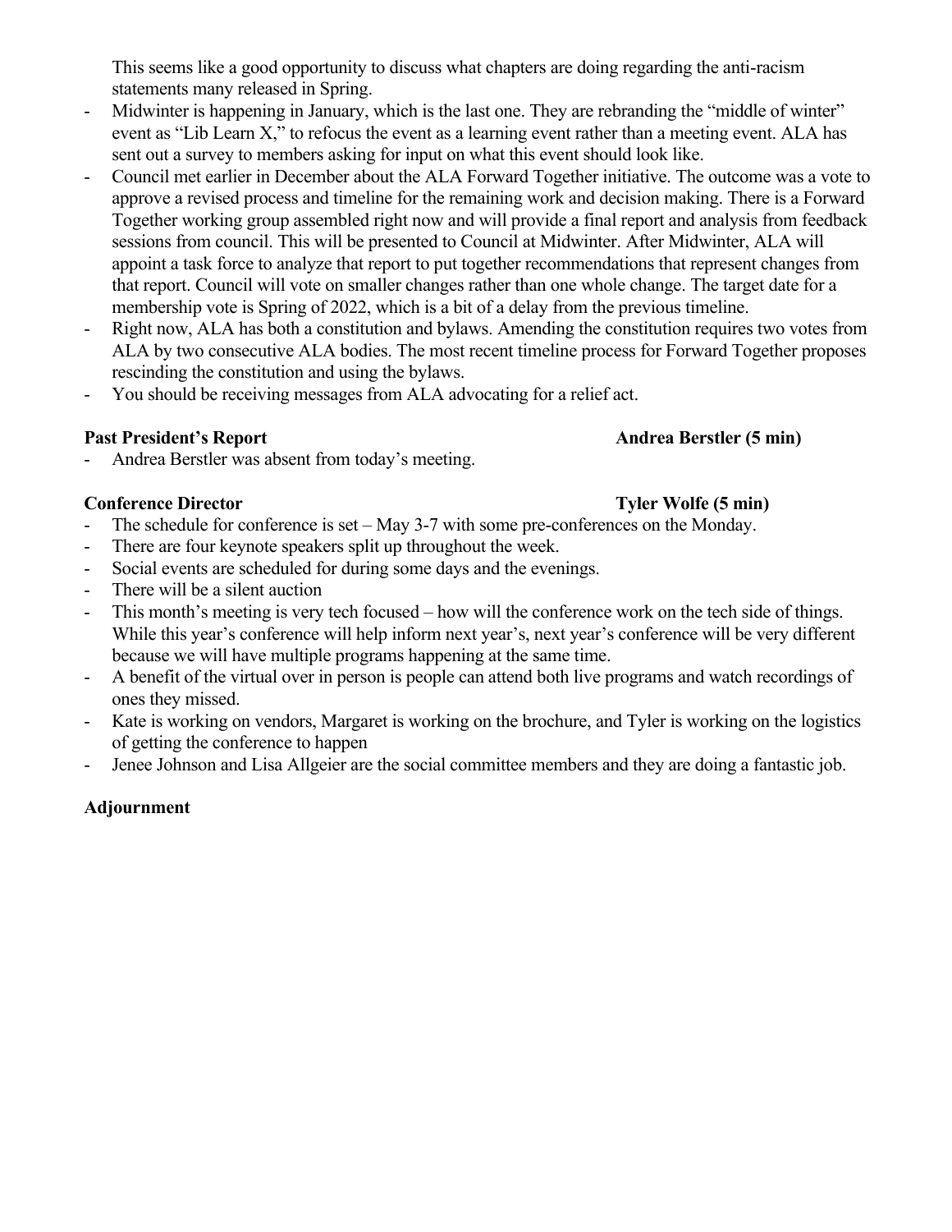This seems like a good opportunity to discuss what chapters are doing regarding the anti-racism statements many released in Spring.

- Midwinter is happening in January, which is the last one. They are rebranding the "middle of winter" event as "Lib Learn X," to refocus the event as a learning event rather than a meeting event. ALA has sent out a survey to members asking for input on what this event should look like.
- Council met earlier in December about the ALA Forward Together initiative. The outcome was a vote to approve a revised process and timeline for the remaining work and decision making. There is a Forward Together working group assembled right now and will provide a final report and analysis from feedback sessions from council. This will be presented to Council at Midwinter. After Midwinter, ALA will appoint a task force to analyze that report to put together recommendations that represent changes from that report. Council will vote on smaller changes rather than one whole change. The target date for a membership vote is Spring of 2022, which is a bit of a delay from the previous timeline.
- Right now, ALA has both a constitution and bylaws. Amending the constitution requires two votes from ALA by two consecutive ALA bodies. The most recent timeline process for Forward Together proposes rescinding the constitution and using the bylaws.
- You should be receiving messages from ALA advocating for a relief act.

**Past President's Report** **Andrea Berstler (5 min)**

- Andrea Berstler was absent from today's meeting.

**Conference Director** **Tyler Wolfe (5 min)**

- The schedule for conference is set – May 3-7 with some pre-conferences on the Monday.
- There are four keynote speakers split up throughout the week.
- Social events are scheduled for during some days and the evenings.
- There will be a silent auction
- This month's meeting is very tech focused – how will the conference work on the tech side of things. While this year's conference will help inform next year's, next year's conference will be very different because we will have multiple programs happening at the same time.
- A benefit of the virtual over in person is people can attend both live programs and watch recordings of ones they missed.
- Kate is working on vendors, Margaret is working on the brochure, and Tyler is working on the logistics of getting the conference to happen
- Jenee Johnson and Lisa Allgeier are the social committee members and they are doing a fantastic job.

**Adjournment**